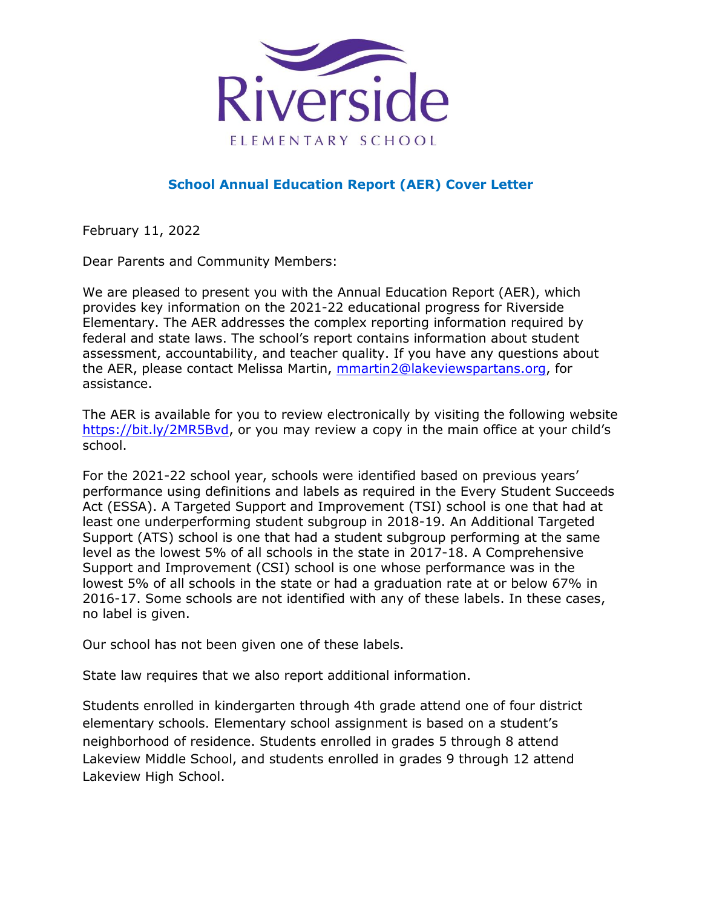Riverside

ELEMENTARY SCHOOL

## School Annual Education Report (AER) Cover Letter

February 11, 2022

Dear Parents and Community Members:

We are pleased to present you with the Annual Education Report (AER), which provides key information on the 2021-22 educational progress for Riverside Elementary. The AER addresses the complex reporting information required by federal and state laws. The school's report contains information about student assessment, accountability, and teacher quality. If you have any questions about the AER, please contact Melissa Martin, mmartin2@lakeviewspartans.org, for assistance.

The AER is available for you to review electronically by visiting the following website https://bit.ly/2MR5Bvd, or you may review a copy in the main office at your child's school.

For the 2021-22 school year, schools were identified based on previous years' performance using definitions and labels as required in the Every Student Succeeds Act (ESSA). A Targeted Support and Improvement (TSI) school is one that had at least one underperforming student subgroup in 2018-19. An Additional Targeted Support (ATS) school is one that had a student subgroup performing at the same level as the lowest 5% of all schools in the state in 2017-18. A Comprehensive Support and Improvement (CSI) school is one whose performance was in the lowest 5% of all schools in the state or had a graduation rate at or below 67% in 2016-17. Some schools are not identified with any of these labels. In these cases, no label is given.

Our school has not been given one of these labels.

State law requires that we also report additional information.

Students enrolled in kindergarten through 4th grade attend one of four district elementary schools. Elementary school assignment is based on a student's neighborhood of residence. Students enrolled in grades 5 through 8 attend Lakeview Middle School, and students enrolled in grades 9 through 12 attend Lakeview High School.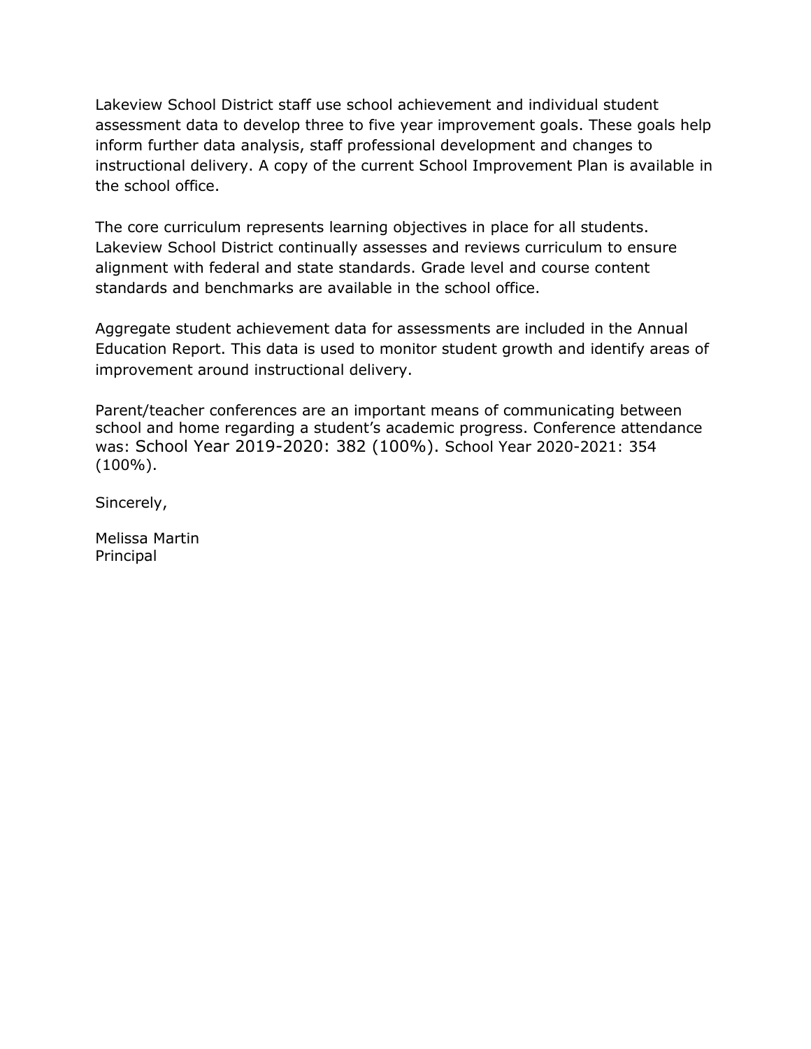Lakeview School District staff use school achievement and individual student assessment data to develop three to five year improvement goals. These goals help inform further data analysis, staff professional development and changes to instructional delivery. A copy of the current School Improvement Plan is available in the school office.

The core curriculum represents learning objectives in place for all students. Lakeview School District continually assesses and reviews curriculum to ensure alignment with federal and state standards. Grade level and course content standards and benchmarks are available in the school office.

Aggregate student achievement data for assessments are included in the Annual Education Report. This data is used to monitor student growth and identify areas of improvement around instructional delivery.

Parent/teacher conferences are an important means of communicating between school and home regarding a student's academic progress. Conference attendance was: School Year 2019-2020: 382 (100%). School Year 2020-2021: 354 (100%).

Sincerely,

Melissa Martin
Principal